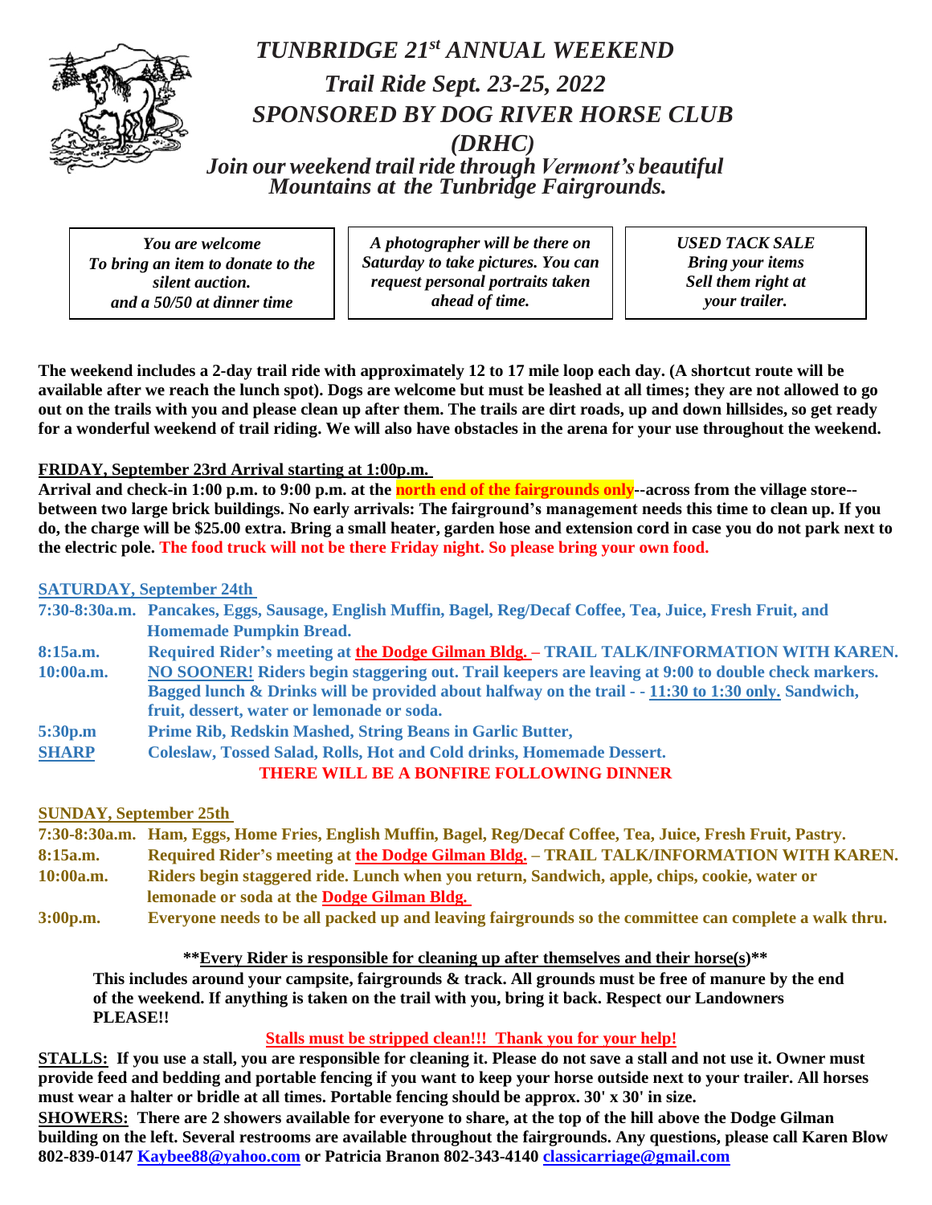# *TUNBRIDGE 21st ANNUAL WEEKEND*

## *Trail Ride Sept. 23-25, 2022*

## *SPONSORED BY DOG RIVER HORSE CLUB (DRHC)*

***Join our weekend trail ride through Vermont's beautiful Mountains at the Tunbridge Fairgrounds.***

| *You are welcome To bring an item to donate to the silent auction. and a 50/50 at dinner time* | *A photographer will be there on Saturday to take pictures. You can request personal portraits taken ahead of time.* | *USED TACK SALE Bring your items Sell them right at your trailer.* |
|---|---|---|

**The weekend includes a 2-day trail ride with approximately 12 to 17 mile loop each day. (A shortcut route will be available after we reach the lunch spot). Dogs are welcome but must be leashed at all times; they are not allowed to go out on the trails with you and please clean up after them. The trails are dirt roads, up and down hillsides, so get ready for a wonderful weekend of trail riding. We will also have obstacles in the arena for your use throughout the weekend.**

**FRIDAY, September 23rd Arrival starting at 1:00p.m.**

**Arrival and check-in 1:00 p.m. to 9:00 p.m. at the north end of the fairgrounds only--across from the village store--between two large brick buildings. No early arrivals: The fairground's management needs this time to clean up. If you do, the charge will be $25.00 extra. Bring a small heater, garden hose and extension cord in case you do not park next to the electric pole. The food truck will not be there Friday night. So please bring your own food.**

**SATURDAY, September 24th**

**7:30-8:30a.m.** Pancakes, Eggs, Sausage, English Muffin, Bagel, Reg/Decaf Coffee, Tea, Juice, Fresh Fruit, and Homemade Pumpkin Bread.

**8:15a.m.** Required Rider's meeting at the Dodge Gilman Bldg. – TRAIL TALK/INFORMATION WITH KAREN.

**10:00a.m.** NO SOONER! Riders begin staggering out. Trail keepers are leaving at 9:00 to double check markers. Bagged lunch & Drinks will be provided about halfway on the trail - - 11:30 to 1:30 only. Sandwich, fruit, dessert, water or lemonade or soda.

**5:30p.m SHARP** Prime Rib, Redskin Mashed, String Beans in Garlic Butter, Coleslaw, Tossed Salad, Rolls, Hot and Cold drinks, Homemade Dessert.

**THERE WILL BE A BONFIRE FOLLOWING DINNER**

**SUNDAY, September 25th**

**7:30-8:30a.m.** Ham, Eggs, Home Fries, English Muffin, Bagel, Reg/Decaf Coffee, Tea, Juice, Fresh Fruit, Pastry.

**8:15a.m.** Required Rider's meeting at the Dodge Gilman Bldg. – TRAIL TALK/INFORMATION WITH KAREN.

**10:00a.m.** Riders begin staggered ride. Lunch when you return, Sandwich, apple, chips, cookie, water or lemonade or soda at the Dodge Gilman Bldg.

**3:00p.m.** Everyone needs to be all packed up and leaving fairgrounds so the committee can complete a walk thru.

****Every Rider is responsible for cleaning up after themselves and their horse(s)****

**This includes around your campsite, fairgrounds & track. All grounds must be free of manure by the end of the weekend. If anything is taken on the trail with you, bring it back. Respect our Landowners PLEASE!!**

**Stalls must be stripped clean!!! Thank you for your help!**

**STALLS: If you use a stall, you are responsible for cleaning it. Please do not save a stall and not use it. Owner must provide feed and bedding and portable fencing if you want to keep your horse outside next to your trailer. All horses must wear a halter or bridle at all times. Portable fencing should be approx. 30' x 30' in size.**

**SHOWERS: There are 2 showers available for everyone to share, at the top of the hill above the Dodge Gilman building on the left. Several restrooms are available throughout the fairgrounds. Any questions, please call Karen Blow 802-839-0147 Kaybee88@yahoo.com or Patricia Branon 802-343-4140 classicarriage@gmail.com**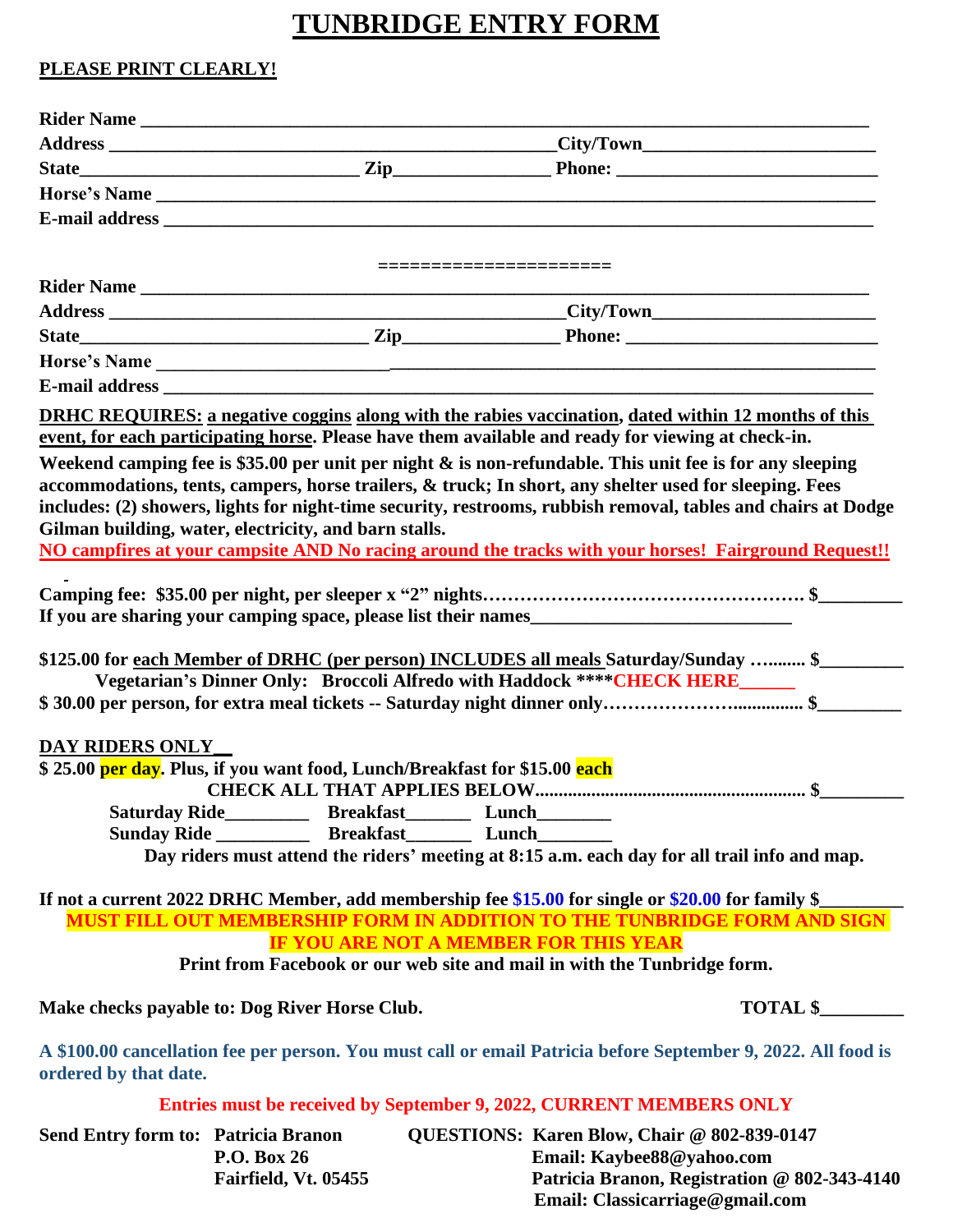# TUNBRIDGE ENTRY FORM

**PLEASE PRINT CLEARLY!**

**Rider Name** ______________________________________________________________

**Address** ________________________________________ **City/Town**__________________

**State**_______________________ **Zip**____________ **Phone:** ____________________

**Horse's Name** ____________________________________________________________

**E-mail address** ___________________________________________________________

=====================

**Rider Name** ______________________________________________________________

**Address** ________________________________________ **City/Town**__________________

**State**_______________________ **Zip**____________ **Phone:** ____________________

**Horse's Name** ____________________________________________________________

**E-mail address** ___________________________________________________________

**DRHC REQUIRES: a negative coggins along with the rabies vaccination, dated within 12 months of this event, for each participating horse. Please have them available and ready for viewing at check-in.**

**Weekend camping fee is $35.00 per unit per night & is non-refundable. This unit fee is for any sleeping accommodations, tents, campers, horse trailers, & truck; In short, any shelter used for sleeping. Fees includes: (2) showers, lights for night-time security, restrooms, rubbish removal, tables and chairs at Dodge Gilman building, water, electricity, and barn stalls.**

**NO campfires at your campsite AND No racing around the tracks with your horses! Fairground Request!!**

**Camping fee: $35.00 per night, per sleeper x "2" nights…………………………………………… $________**

**If you are sharing your camping space, please list their names___________________________**

**$125.00 for each Member of DRHC (per person) INCLUDES all meals Saturday/Sunday ……….. $________**

**Vegetarian's Dinner Only: Broccoli Alfredo with Haddock \*\*\*\*CHECK HERE______**

**$ 30.00 per person, for extra meal tickets -- Saturday night dinner only……………………............. $________**

**DAY RIDERS ONLY__**

**$ 25.00 per day. Plus, if you want food, Lunch/Breakfast for $15.00 each**

**CHECK ALL THAT APPLIES BELOW......................................................... $________**

**Saturday Ride________ Breakfast_______ Lunch________**

**Sunday Ride _________ Breakfast_______ Lunch________**

**Day riders must attend the riders' meeting at 8:15 a.m. each day for all trail info and map.**

**If not a current 2022 DRHC Member, add membership fee $15.00 for single or $20.00 for family $________**

**MUST FILL OUT MEMBERSHIP FORM IN ADDITION TO THE TUNBRIDGE FORM AND SIGN IF YOU ARE NOT A MEMBER FOR THIS YEAR**

**Print from Facebook or our web site and mail in with the Tunbridge form.**

**Make checks payable to: Dog River Horse Club.** **TOTAL $________**

**A $100.00 cancellation fee per person. You must call or email Patricia before September 9, 2022. All food is ordered by that date.**

**Entries must be received by September 9, 2022, CURRENT MEMBERS ONLY**

**Send Entry form to:** **Patricia Branon**
**P.O. Box 26**
**Fairfield, Vt. 05455**

**QUESTIONS:** **Karen Blow, Chair @ 802-839-0147**
**Email: Kaybee88@yahoo.com**
**Patricia Branon, Registration @ 802-343-4140**
**Email: Classicarriage@gmail.com**